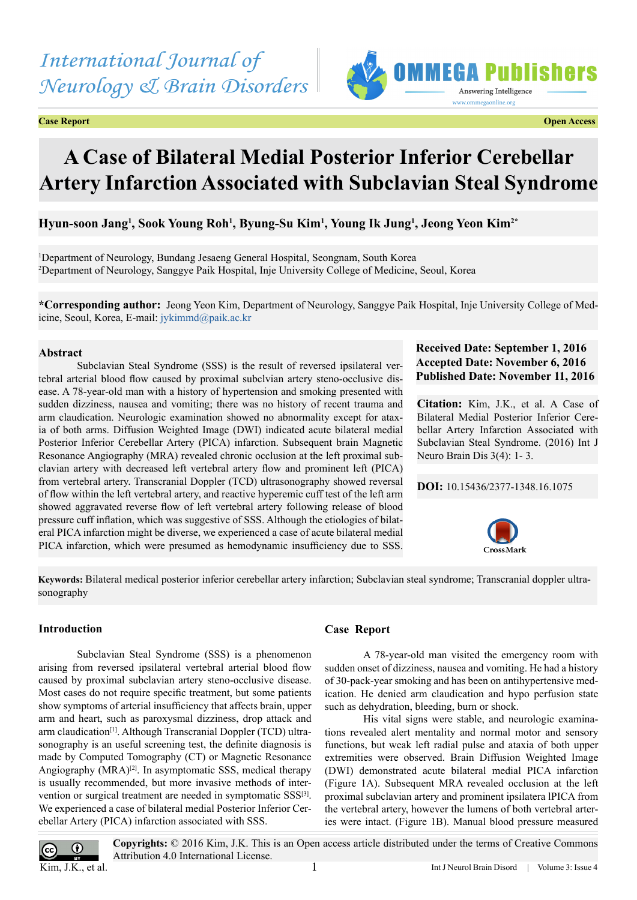International Journal of Neurology & Brain Disorders

OMMEGA Publishers

**Case Report** **Open Access**

# A Case of Bilateral Medial Posterior Inferior Cerebellar Artery Infarction Associated with Subclavian Steal Syndrome

**Hyun-soon Jang[1], Sook Young Roh[1], Byung-Su Kim[1], Young Ik Jung[1], Jeong Yeon Kim[2*]**

[1]Department of Neurology, Bundang Jesaeng General Hospital, Seongnam, South Korea
[2]Department of Neurology, Sanggye Paik Hospital, Inje University College of Medicine, Seoul, Korea

**\*Corresponding author:** Jeong Yeon Kim, Department of Neurology, Sanggye Paik Hospital, Inje University College of Medicine, Seoul, Korea, E-mail: jykimmd@paik.ac.kr

## Abstract

Subclavian Steal Syndrome (SSS) is the result of reversed ipsilateral vertebral arterial blood flow caused by proximal subclvian artery steno-occlusive disease. A 78-year-old man with a history of hypertension and smoking presented with sudden dizziness, nausea and vomiting; there was no history of recent trauma and arm claudication. Neurologic examination showed no abnormality except for ataxia of both arms. Diffusion Weighted Image (DWI) indicated acute bilateral medial Posterior Inferior Cerebellar Artery (PICA) infarction. Subsequent brain Magnetic Resonance Angiography (MRA) revealed chronic occlusion at the left proximal subclavian artery with decreased left vertebral artery flow and prominent left (PICA) from vertebral artery. Transcranial Doppler (TCD) ultrasonography showed reversal of flow within the left vertebral artery, and reactive hyperemic cuff test of the left arm showed aggravated reverse flow of left vertebral artery following release of blood pressure cuff inflation, which was suggestive of SSS. Although the etiologies of bilateral PICA infarction might be diverse, we experienced a case of acute bilateral medial PICA infarction, which were presumed as hemodynamic insufficiency due to SSS.

**Received Date: September 1, 2016**
**Accepted Date: November 6, 2016**
**Published Date: November 11, 2016**

**Citation:** Kim, J.K., et al. A Case of Bilateral Medial Posterior Inferior Cerebellar Artery Infarction Associated with Subclavian Steal Syndrome. (2016) Int J Neuro Brain Dis 3(4): 1- 3.

**DOI:** 10.15436/2377-1348.16.1075

**Keywords:** Bilateral medical posterior inferior cerebellar artery infarction; Subclavian steal syndrome; Transcranial doppler ultrasonography

## Introduction

Subclavian Steal Syndrome (SSS) is a phenomenon arising from reversed ipsilateral vertebral arterial blood flow caused by proximal subclavian artery steno-occlusive disease. Most cases do not require specific treatment, but some patients show symptoms of arterial insufficiency that affects brain, upper arm and heart, such as paroxysmal dizziness, drop attack and arm claudication[1]. Although Transcranial Doppler (TCD) ultrasonography is an useful screening test, the definite diagnosis is made by Computed Tomography (CT) or Magnetic Resonance Angiography (MRA)[2]. In asymptomatic SSS, medical therapy is usually recommended, but more invasive methods of intervention or surgical treatment are needed in symptomatic SSS[3]. We experienced a case of bilateral medial Posterior Inferior Cerebellar Artery (PICA) infarction associated with SSS.

## Case Report

A 78-year-old man visited the emergency room with sudden onset of dizziness, nausea and vomiting. He had a history of 30-pack-year smoking and has been on antihypertensive medication. He denied arm claudication and hypo perfusion state such as dehydration, bleeding, burn or shock.

His vital signs were stable, and neurologic examinations revealed alert mentality and normal motor and sensory functions, but weak left radial pulse and ataxia of both upper extremities were observed. Brain Diffusion Weighted Image (DWI) demonstrated acute bilateral medial PICA infarction (Figure 1A). Subsequent MRA revealed occlusion at the left proximal subclavian artery and prominent ipsilatera lPICA from the vertebral artery, however the lumens of both vertebral arteries were intact. (Figure 1B). Manual blood pressure measured

**Copyrights:** © 2016 Kim, J.K. This is an Open access article distributed under the terms of Creative Commons Attribution 4.0 International License.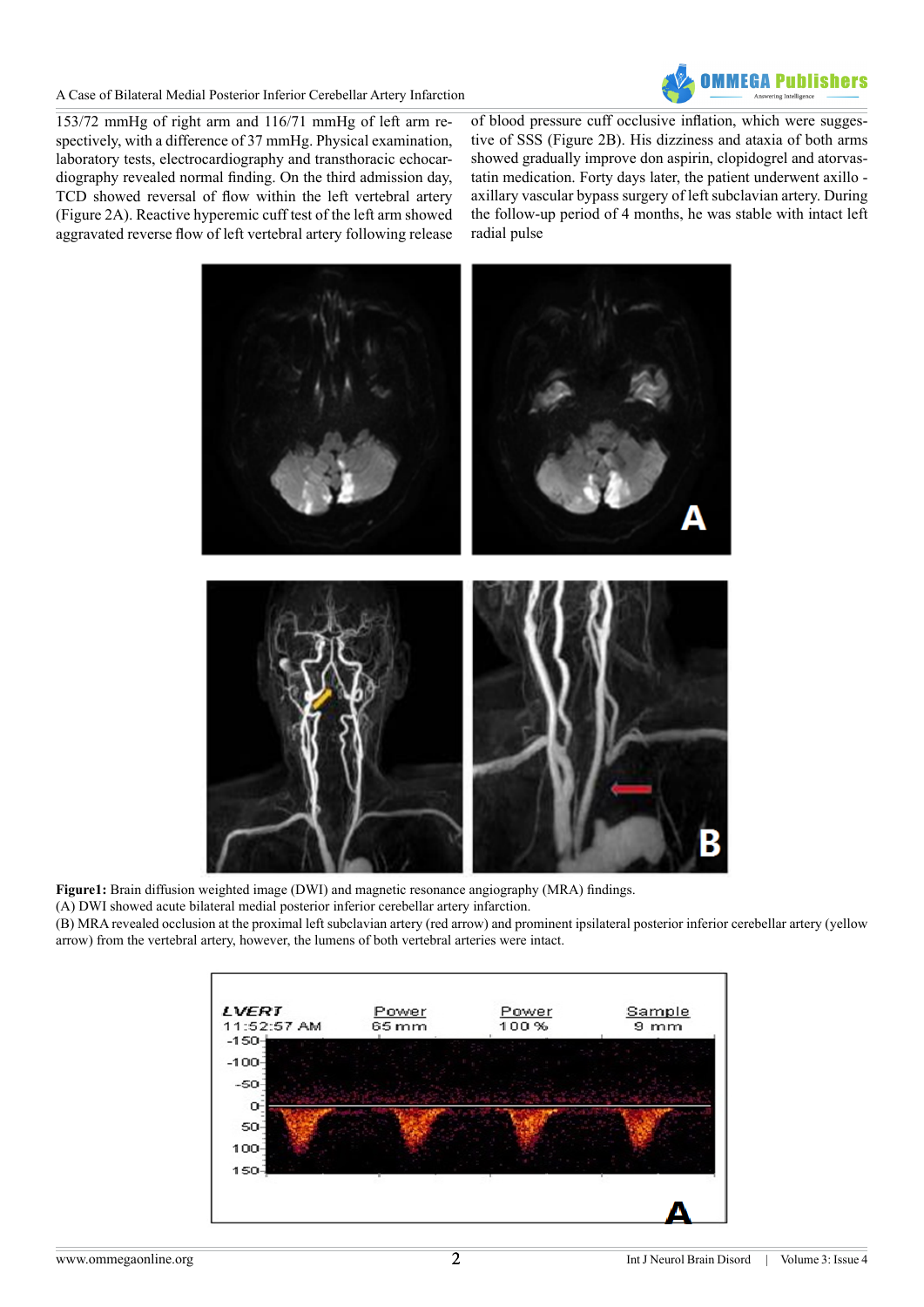153/72 mmHg of right arm and 116/71 mmHg of left arm respectively, with a difference of 37 mmHg. Physical examination, laboratory tests, electrocardiography and transthoracic echocardiography revealed normal finding. On the third admission day, TCD showed reversal of flow within the left vertebral artery (Figure 2A). Reactive hyperemic cuff test of the left arm showed aggravated reverse flow of left vertebral artery following release of blood pressure cuff occlusive inflation, which were suggestive of SSS (Figure 2B). His dizziness and ataxia of both arms showed gradually improve don aspirin, clopidogrel and atorvastatin medication. Forty days later, the patient underwent axillo - axillary vascular bypass surgery of left subclavian artery. During the follow-up period of 4 months, he was stable with intact left radial pulse

**Figure1:** Brain diffusion weighted image (DWI) and magnetic resonance angiography (MRA) findings.
(A) DWI showed acute bilateral medial posterior inferior cerebellar artery infarction.
(B) MRA revealed occlusion at the proximal left subclavian artery (red arrow) and prominent ipsilateral posterior inferior cerebellar artery (yellow arrow) from the vertebral artery, however, the lumens of both vertebral arteries were intact.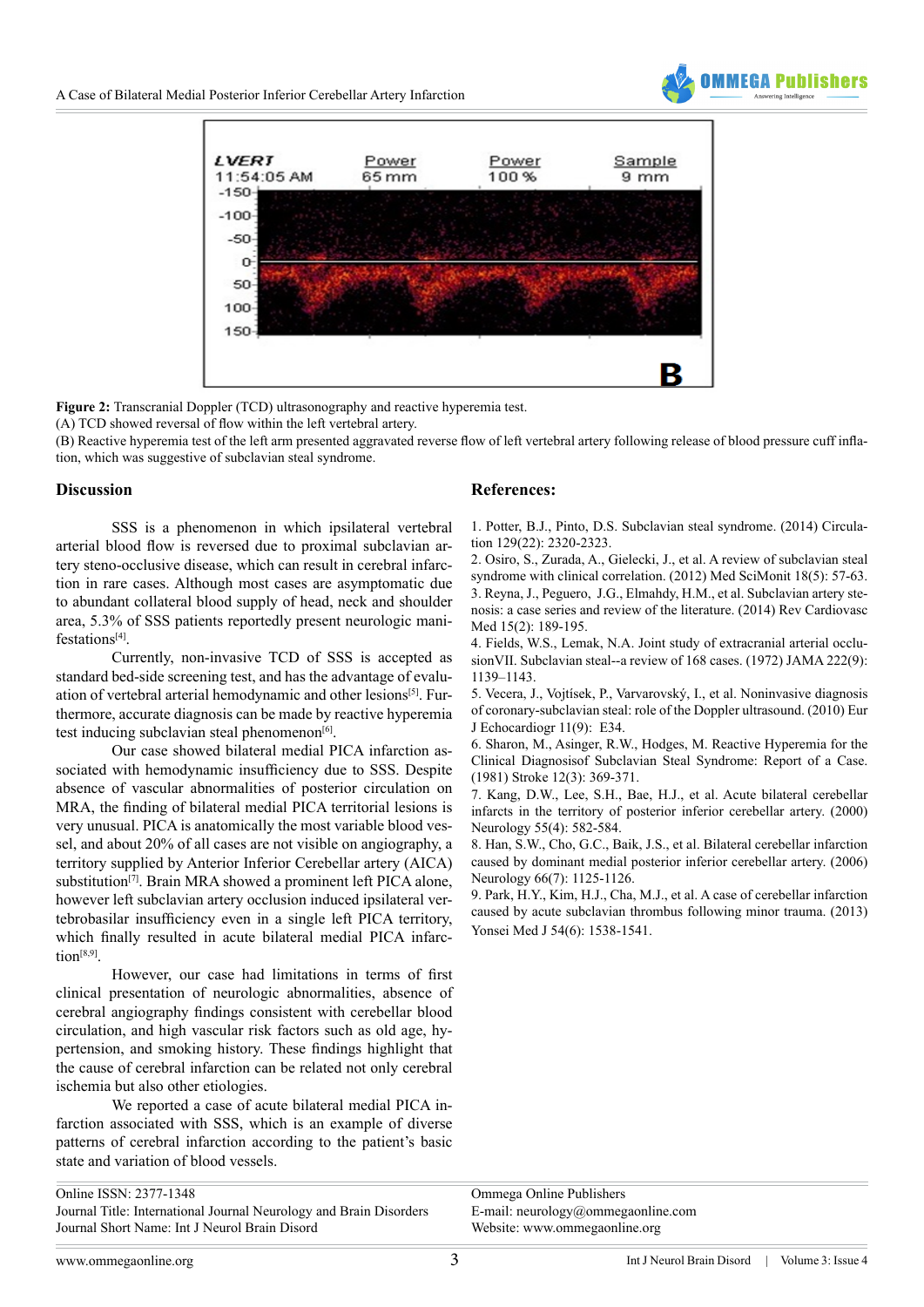LVERT
11:54:05 AM
Power
65 mm
Power
100 %
Sample
9 mm
-150
-100
-50
0
50
100
150
B

**Figure 2:** Transcranial Doppler (TCD) ultrasonography and reactive hyperemia test.
(A) TCD showed reversal of flow within the left vertebral artery.
(B) Reactive hyperemia test of the left arm presented aggravated reverse flow of left vertebral artery following release of blood pressure cuff inflation, which was suggestive of subclavian steal syndrome.

## Discussion

SSS is a phenomenon in which ipsilateral vertebral arterial blood flow is reversed due to proximal subclavian artery steno-occlusive disease, which can result in cerebral infarction in rare cases. Although most cases are asymptomatic due to abundant collateral blood supply of head, neck and shoulder area, 5.3% of SSS patients reportedly present neurologic manifestations[4].

Currently, non-invasive TCD of SSS is accepted as standard bed-side screening test, and has the advantage of evaluation of vertebral arterial hemodynamic and other lesions[5]. Furthermore, accurate diagnosis can be made by reactive hyperemia test inducing subclavian steal phenomenon[6].

Our case showed bilateral medial PICA infarction associated with hemodynamic insufficiency due to SSS. Despite absence of vascular abnormalities of posterior circulation on MRA, the finding of bilateral medial PICA territorial lesions is very unusual. PICA is anatomically the most variable blood vessel, and about 20% of all cases are not visible on angiography, a territory supplied by Anterior Inferior Cerebellar artery (AICA) substitution[7]. Brain MRA showed a prominent left PICA alone, however left subclavian artery occlusion induced ipsilateral vertebrobasilar insufficiency even in a single left PICA territory, which finally resulted in acute bilateral medial PICA infarction[8,9].

However, our case had limitations in terms of first clinical presentation of neurologic abnormalities, absence of cerebral angiography findings consistent with cerebellar blood circulation, and high vascular risk factors such as old age, hypertension, and smoking history. These findings highlight that the cause of cerebral infarction can be related not only cerebral ischemia but also other etiologies.

We reported a case of acute bilateral medial PICA infarction associated with SSS, which is an example of diverse patterns of cerebral infarction according to the patient's basic state and variation of blood vessels.

## References:

1. Potter, B.J., Pinto, D.S. Subclavian steal syndrome. (2014) Circulation 129(22): 2320-2323.
2. Osiro, S., Zurada, A., Gielecki, J., et al. A review of subclavian steal syndrome with clinical correlation. (2012) Med SciMonit 18(5): 57-63.
3. Reyna, J., Peguero, J.G., Elmahdy, H.M., et al. Subclavian artery stenosis: a case series and review of the literature. (2014) Rev Cardiovasc Med 15(2): 189-195.
4. Fields, W.S., Lemak, N.A. Joint study of extracranial arterial occlusionVII. Subclavian steal--a review of 168 cases. (1972) JAMA 222(9): 1139–1143.
5. Vecera, J., Vojtísek, P., Varvarovský, I., et al. Noninvasive diagnosis of coronary-subclavian steal: role of the Doppler ultrasound. (2010) Eur J Echocardiogr 11(9): E34.
6. Sharon, M., Asinger, R.W., Hodges, M. Reactive Hyperemia for the Clinical Diagnosisof Subclavian Steal Syndrome: Report of a Case. (1981) Stroke 12(3): 369-371.
7. Kang, D.W., Lee, S.H., Bae, H.J., et al. Acute bilateral cerebellar infarcts in the territory of posterior inferior cerebellar artery. (2000) Neurology 55(4): 582-584.
8. Han, S.W., Cho, G.C., Baik, J.S., et al. Bilateral cerebellar infarction caused by dominant medial posterior inferior cerebellar artery. (2006) Neurology 66(7): 1125-1126.
9. Park, H.Y., Kim, H.J., Cha, M.J., et al. A case of cerebellar infarction caused by acute subclavian thrombus following minor trauma. (2013) Yonsei Med J 54(6): 1538-1541.

Online ISSN: 2377-1348
Journal Title: International Journal Neurology and Brain Disorders
Journal Short Name: Int J Neurol Brain Disord

Ommega Online Publishers
E-mail: neurology@ommegaonline.com
Website: www.ommegaonline.org